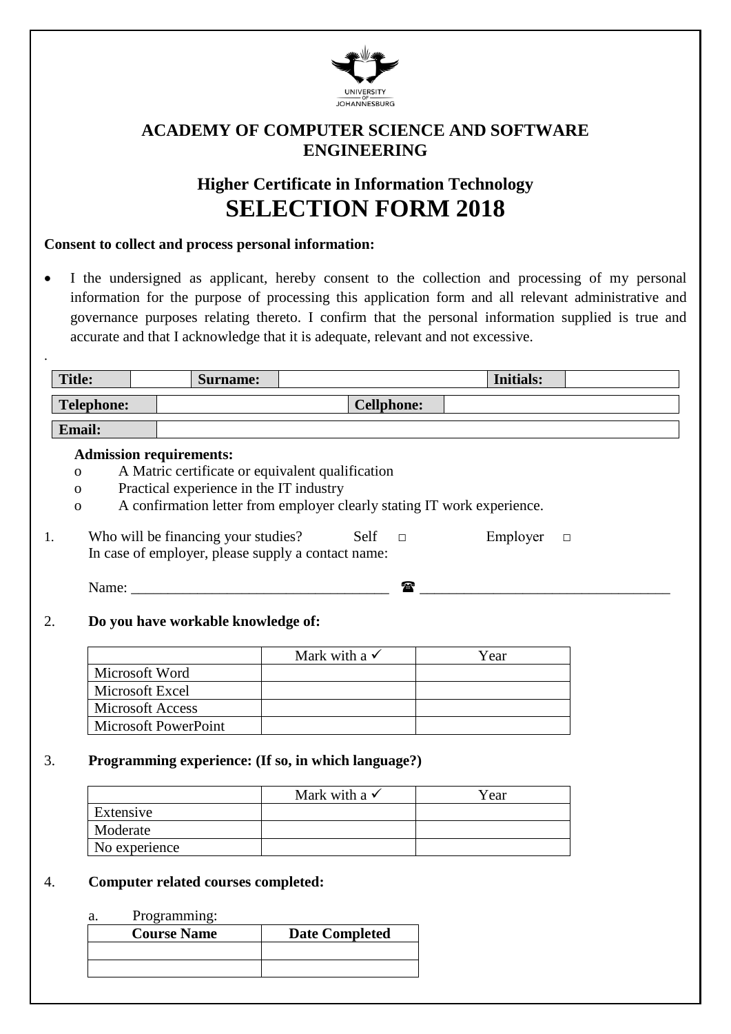UNIVERSITY OF JOHANNESBURG

# ACADEMY OF COMPUTER SCIENCE AND SOFTWARE ENGINEERING

## Higher Certificate in Information Technology
# SELECTION FORM 2018

**Consent to collect and process personal information:**

- I the undersigned as applicant, hereby consent to the collection and processing of my personal information for the purpose of processing this application form and all relevant administrative and governance purposes relating thereto. I confirm that the personal information supplied is true and accurate and that I acknowledge that it is adequate, relevant and not excessive.

.

| **Title:** | | **Surname:** | | **Initials:** | |
|---|---|---|---|---|---|

| **Telephone:** | | **Cellphone:** | |
|---|---|---|---|

| **Email:** | |
|---|---|

**Admission requirements:**

- o A Matric certificate or equivalent qualification
- o Practical experience in the IT industry
- o A confirmation letter from employer clearly stating IT work experience.

1. Who will be financing your studies? Self □ Employer □
   In case of employer, please supply a contact name:

   Name: ___________________________________ ☎ _________________________________

2. **Do you have workable knowledge of:**

| | Mark with a ✓ | Year |
|---|---|---|
| Microsoft Word | | |
| Microsoft Excel | | |
| Microsoft Access | | |
| Microsoft PowerPoint | | |

3. **Programming experience: (If so, in which language?)**

| | Mark with a ✓ | Year |
|---|---|---|
| Extensive | | |
| Moderate | | |
| No experience | | |

4. **Computer related courses completed:**

   a. Programming:

| **Course Name** | **Date Completed** |
|---|---|
| | |
| | |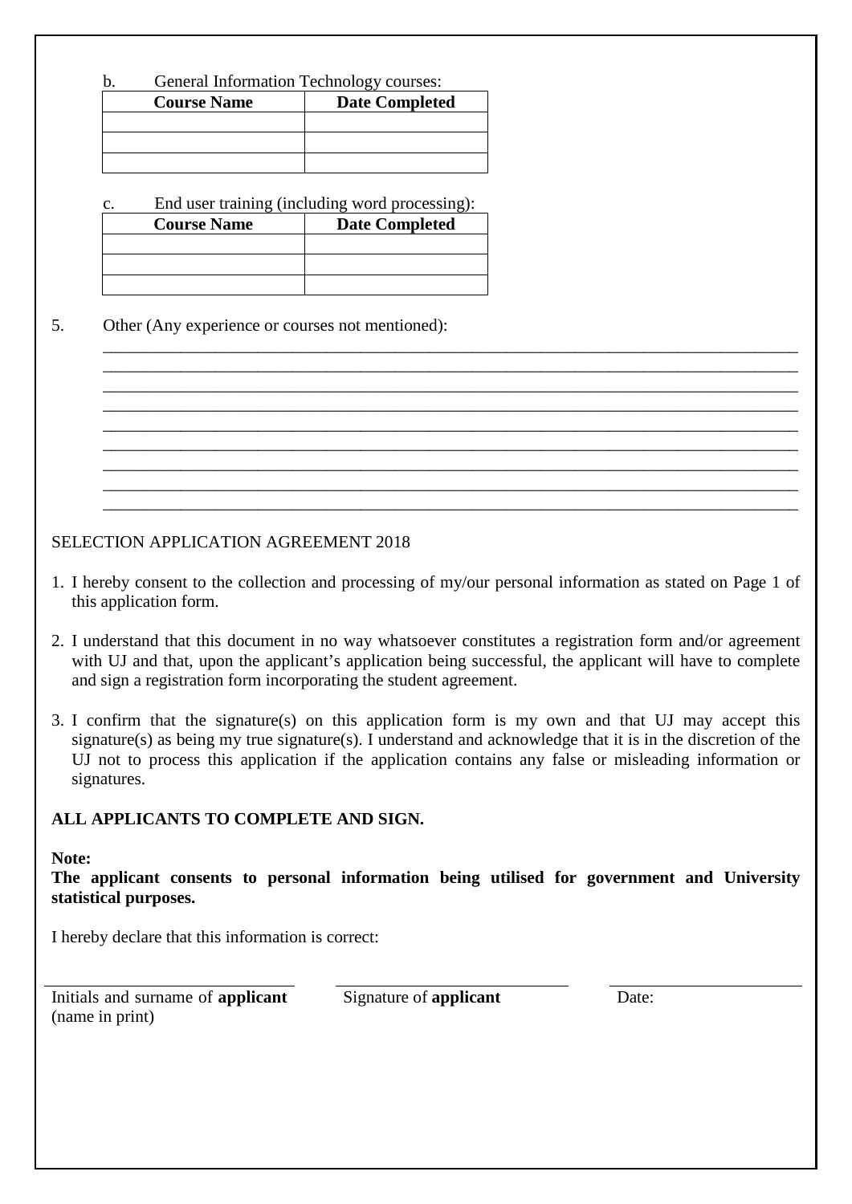b. General Information Technology courses:

| Course Name | Date Completed |
| --- | --- |
| | |
| | |
| | |

c. End user training (including word processing):

| Course Name | Date Completed |
| --- | --- |
| | |
| | |
| | |

5. Other (Any experience or courses not mentioned):

_______________________________________________________________________________
_______________________________________________________________________________
_______________________________________________________________________________
_______________________________________________________________________________
_______________________________________________________________________________
_______________________________________________________________________________
_______________________________________________________________________________
_______________________________________________________________________________
_______________________________________________________________________________

SELECTION APPLICATION AGREEMENT 2018

1. I hereby consent to the collection and processing of my/our personal information as stated on Page 1 of this application form.

2. I understand that this document in no way whatsoever constitutes a registration form and/or agreement with UJ and that, upon the applicant's application being successful, the applicant will have to complete and sign a registration form incorporating the student agreement.

3. I confirm that the signature(s) on this application form is my own and that UJ may accept this signature(s) as being my true signature(s). I understand and acknowledge that it is in the discretion of the UJ not to process this application if the application contains any false or misleading information or signatures.

**ALL APPLICANTS TO COMPLETE AND SIGN.**

**Note:**
**The applicant consents to personal information being utilised for government and University statistical purposes.**

I hereby declare that this information is correct:

| | | |
| --- | --- | --- |
| ______________________________ | ______________________________ | ______________________ |
| Initials and surname of **applicant** (name in print) | Signature of **applicant** | Date: |